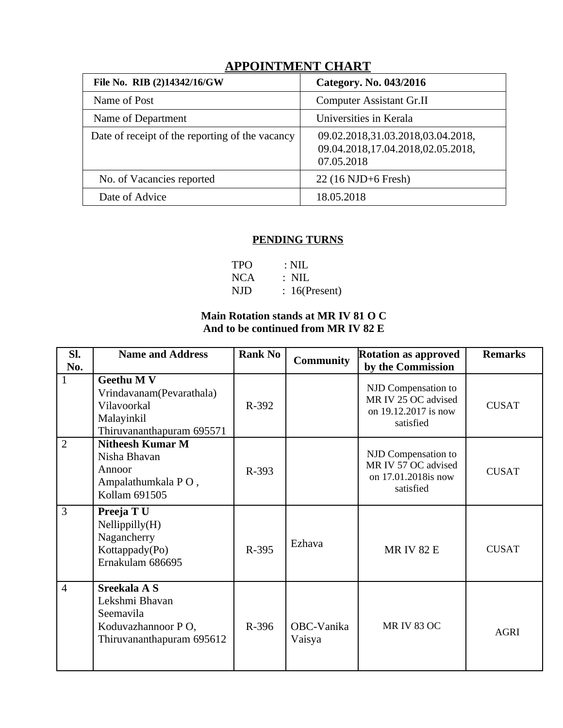# APPOINTMENT CHART

| **File No. RIB (2)14342/16/GW** | **Category. No. 043/2016** |
|---|---|
| Name of Post | Computer Assistant Gr.II |
| Name of Department | Universities in Kerala |
| Date of receipt of the reporting of the vacancy | 09.02.2018,31.03.2018,03.04.2018, 09.04.2018,17.04.2018,02.05.2018, 07.05.2018 |
| No. of Vacancies reported | 22 (16 NJD+6 Fresh) |
| Date of Advice | 18.05.2018 |

## PENDING TURNS

TPO : NIL
NCA : NIL
NJD : 16(Present)

**Main Rotation stands at MR IV 81 O C**
**And to be continued from MR IV 82 E**

| Sl. No. | Name and Address | Rank No | Community | Rotation as approved by the Commission | Remarks |
|---|---|---|---|---|---|
| 1 | **Geethu M V** Vrindavanam(Pevarathala) Vilavoorkal Malayinkil Thiruvananthapuram 695571 | R-392 | | NJD Compensation to MR IV 25 OC advised on 19.12.2017 is now satisfied | CUSAT |
| 2 | **Nitheesh Kumar M** Nisha Bhavan Annoor Ampalathumkala P O , Kollam 691505 | R-393 | | NJD Compensation to MR IV 57 OC advised on 17.01.2018is now satisfied | CUSAT |
| 3 | **Preeja T U** Nellippilly(H) Nagancherry Kottappady(Po) Ernakulam 686695 | R-395 | Ezhava | MR IV 82 E | CUSAT |
| 4 | **Sreekala A S** Lekshmi Bhavan Seemavila Koduvazhannoor P O, Thiruvananthapuram 695612 | R-396 | OBC-Vanika Vaisya | MR IV 83 OC | AGRI |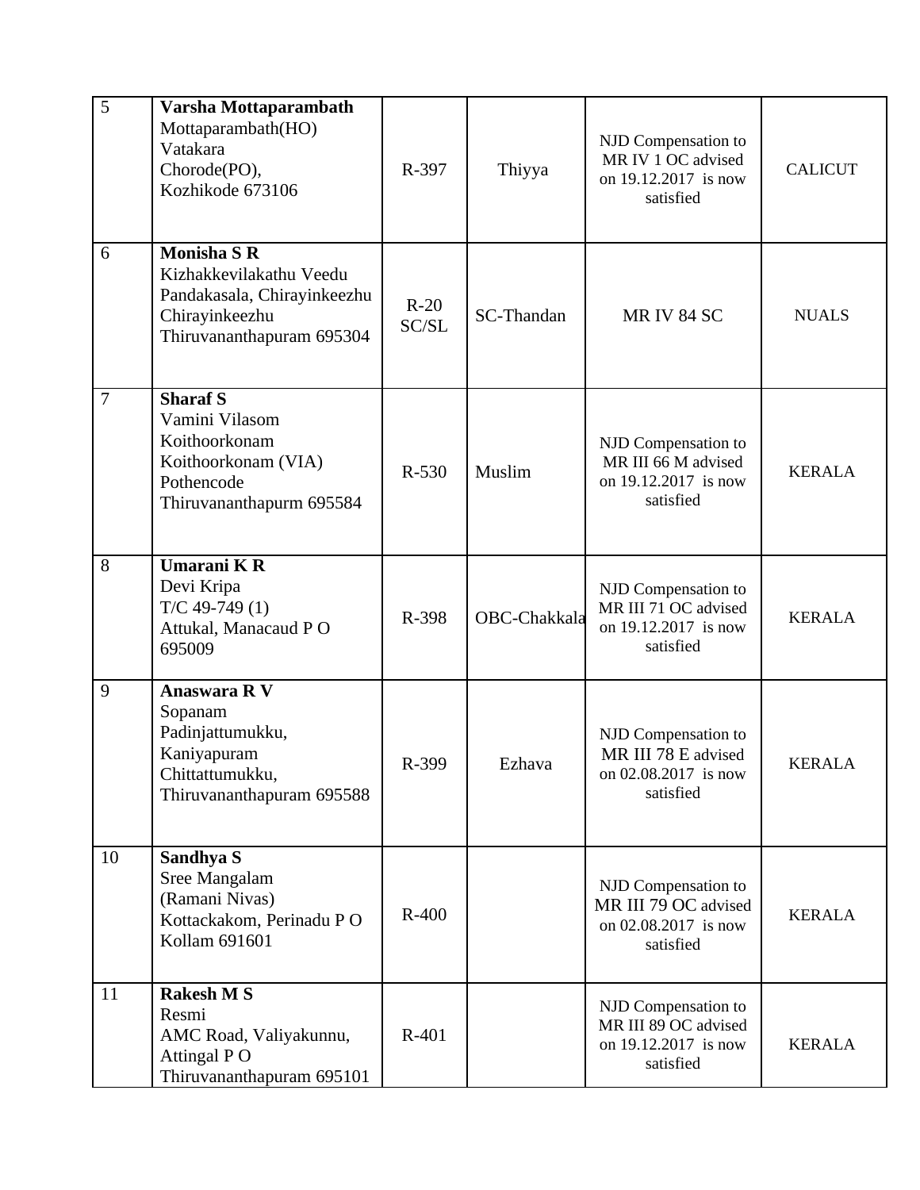| 5 | **Varsha Mottaparambath**<br>Mottaparambath(HO)<br>Vatakara<br>Chorode(PO),<br>Kozhikode 673106 | R-397 | Thiyya | NJD Compensation to MR IV 1 OC advised on 19.12.2017 is now satisfied | CALICUT |
|---|---|---|---|---|---|
| 6 | **Monisha S R**<br>Kizhakkevilakathu Veedu<br>Pandakasala, Chirayinkeezhu<br>Chirayinkeezhu<br>Thiruvananthapuram 695304 | R-20 SC/SL | SC-Thandan | MR IV 84 SC | NUALS |
| 7 | **Sharaf S**<br>Vamini Vilasom<br>Koithoorkonam<br>Koithoorkonam (VIA)<br>Pothencode<br>Thiruvananthapurm 695584 | R-530 | Muslim | NJD Compensation to MR III 66 M advised on 19.12.2017 is now satisfied | KERALA |
| 8 | **Umarani K R**<br>Devi Kripa<br>T/C 49-749 (1)<br>Attukal, Manacaud P O<br>695009 | R-398 | OBC-Chakkala | NJD Compensation to MR III 71 OC advised on 19.12.2017 is now satisfied | KERALA |
| 9 | **Anaswara R V**<br>Sopanam<br>Padinjattumukku,<br>Kaniyapuram<br>Chittattumukku,<br>Thiruvananthapuram 695588 | R-399 | Ezhava | NJD Compensation to MR III 78 E advised on 02.08.2017 is now satisfied | KERALA |
| 10 | **Sandhya S**<br>Sree Mangalam<br>(Ramani Nivas)<br>Kottackakom, Perinadu P O<br>Kollam 691601 | R-400 | | NJD Compensation to MR III 79 OC advised on 02.08.2017 is now satisfied | KERALA |
| 11 | **Rakesh M S**<br>Resmi<br>AMC Road, Valiyakunnu,<br>Attingal P O<br>Thiruvananthapuram 695101 | R-401 | | NJD Compensation to MR III 89 OC advised on 19.12.2017 is now satisfied | KERALA |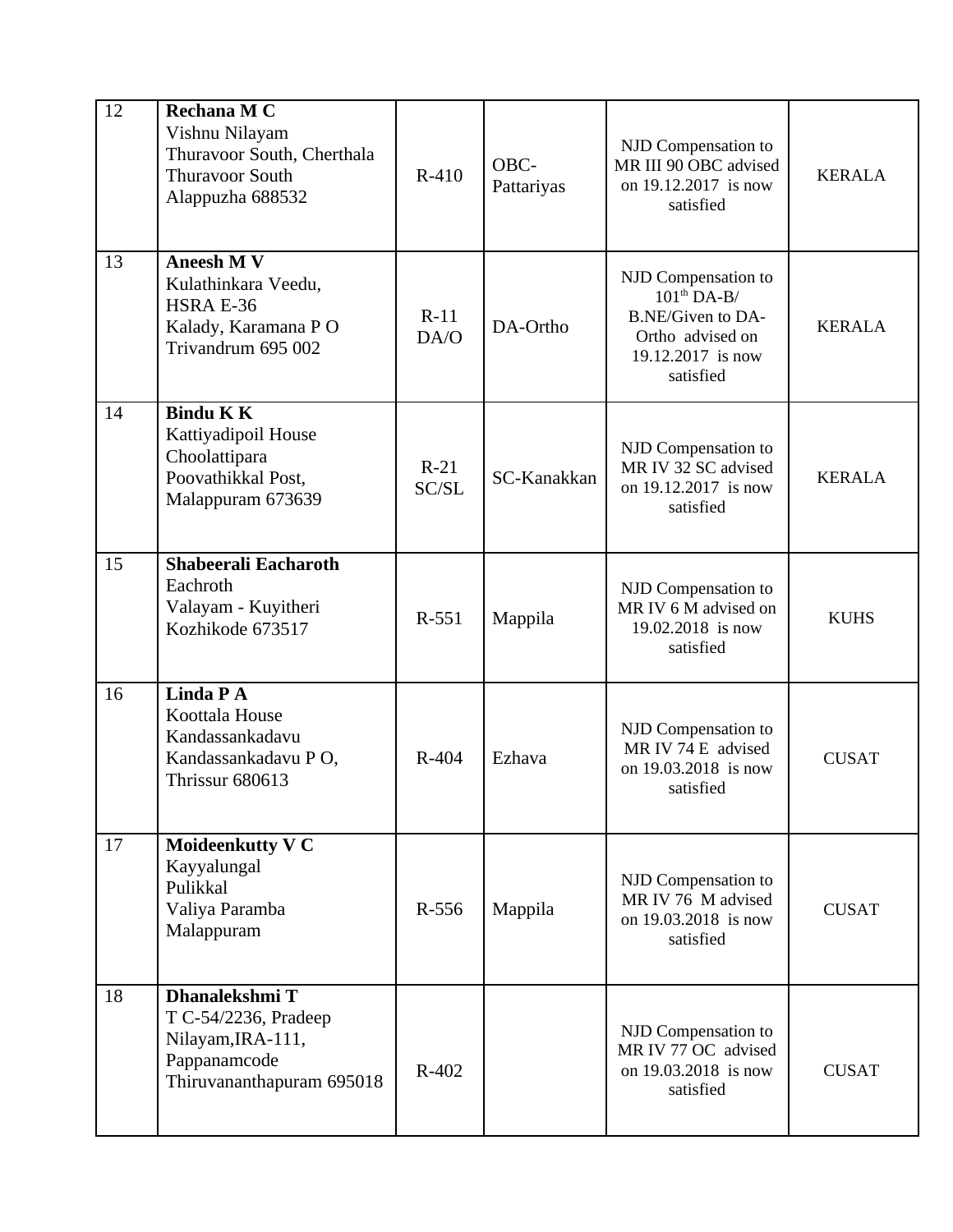| 12 | **Rechana M C**<br>Vishnu Nilayam<br>Thuravoor South, Cherthala<br>Thuravoor South<br>Alappuzha 688532 | R-410 | OBC-Pattariyas | NJD Compensation to MR III 90 OBC advised on 19.12.2017 is now satisfied | KERALA |
|---|---|---|---|---|---|
| 13 | **Aneesh M V**<br>Kulathinkara Veedu,<br>HSRA E-36<br>Kalady, Karamana P O<br>Trivandrum 695 002 | R-11 DA/O | DA-Ortho | NJD Compensation to 101[th] DA-B/ B.NE/Given to DA-Ortho advised on 19.12.2017 is now satisfied | KERALA |
| 14 | **Bindu K K**<br>Kattiyadipoil House<br>Choolattipara<br>Poovathikkal Post,<br>Malappuram 673639 | R-21 SC/SL | SC-Kanakkan | NJD Compensation to MR IV 32 SC advised on 19.12.2017 is now satisfied | KERALA |
| 15 | **Shabeerali Eacharoth**<br>Eachroth<br>Valayam - Kuyitheri<br>Kozhikode 673517 | R-551 | Mappila | NJD Compensation to MR IV 6 M advised on 19.02.2018 is now satisfied | KUHS |
| 16 | **Linda P A**<br>Koottala House<br>Kandassankadavu<br>Kandassankadavu P O,<br>Thrissur 680613 | R-404 | Ezhava | NJD Compensation to MR IV 74 E advised on 19.03.2018 is now satisfied | CUSAT |
| 17 | **Moideenkutty V C**<br>Kayyalungal<br>Pulikkal<br>Valiya Paramba<br>Malappuram | R-556 | Mappila | NJD Compensation to MR IV 76 M advised on 19.03.2018 is now satisfied | CUSAT |
| 18 | **Dhanalekshmi T**<br>T C-54/2236, Pradeep Nilayam,IRA-111,<br>Pappanamcode<br>Thiruvananthapuram 695018 | R-402 | | NJD Compensation to MR IV 77 OC advised on 19.03.2018 is now satisfied | CUSAT |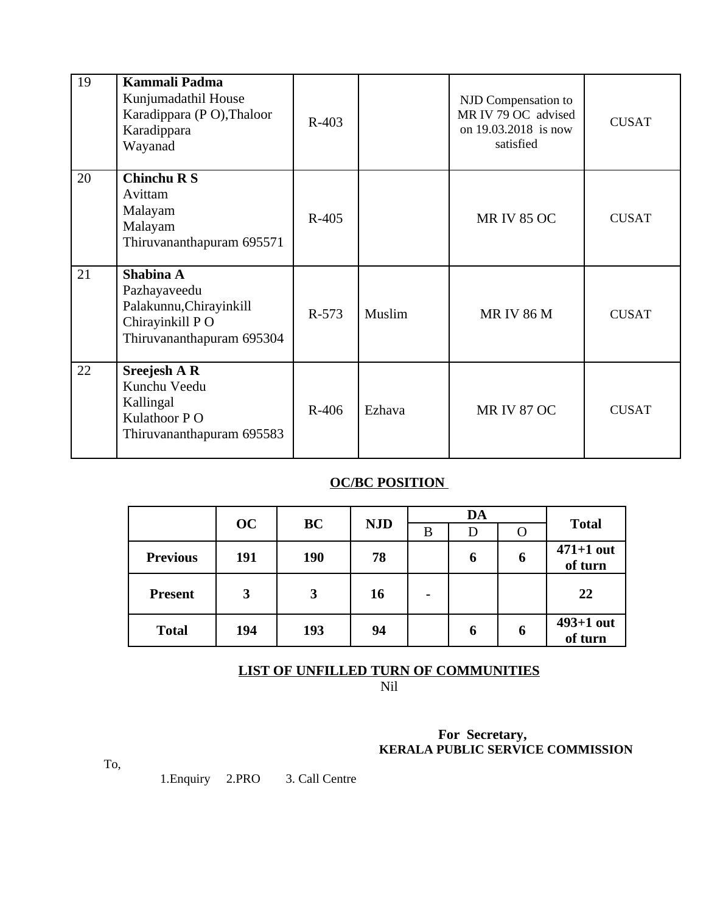| | | | | | |
|---|---|---|---|---|---|
| 19 | **Kammali Padma**<br>Kunjumadathil House<br>Karadippara (P O),Thaloor<br>Karadippara<br>Wayanad | R-403 | | NJD Compensation to MR IV 79 OC advised on 19.03.2018 is now satisfied | CUSAT |
| 20 | **Chinchu R S**<br>Avittam<br>Malayam<br>Malayam<br>Thiruvananthapuram 695571 | R-405 | | MR IV 85 OC | CUSAT |
| 21 | **Shabina A**<br>Pazhayaveedu<br>Palakunnu,Chirayinkill<br>Chirayinkill P O<br>Thiruvananthapuram 695304 | R-573 | Muslim | MR IV 86 M | CUSAT |
| 22 | **Sreejesh A R**<br>Kunchu Veedu<br>Kallingal<br>Kulathoor P O<br>Thiruvananthapuram 695583 | R-406 | Ezhava | MR IV 87 OC | CUSAT |

**OC/BC POSITION**

| | OC | BC | NJD | DA | | | Total |
|---|---|---|---|---|---|---|---|
| | | | | B | D | O | |
| **Previous** | **191** | **190** | **78** | | **6** | **6** | **471+1 out of turn** |
| **Present** | **3** | **3** | **16** | **-** | | | **22** |
| **Total** | **194** | **193** | **94** | | **6** | **6** | **493+1 out of turn** |

**LIST OF UNFILLED TURN OF COMMUNITIES**

Nil

**For Secretary,**
**KERALA PUBLIC SERVICE COMMISSION**

To,

1.Enquiry 2.PRO 3. Call Centre